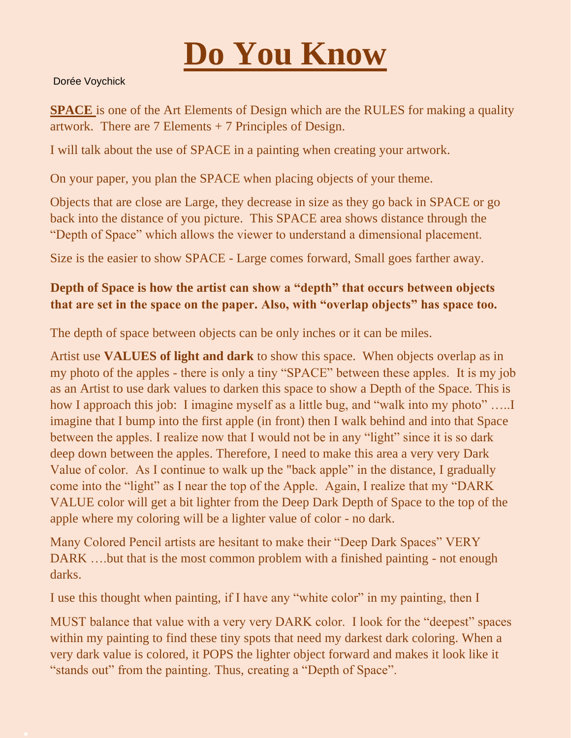# Do You Know

Dorée Voychick

**SPACE** is one of the Art Elements of Design which are the RULES for making a quality artwork. There are 7 Elements + 7 Principles of Design.

I will talk about the use of SPACE in a painting when creating your artwork.

On your paper, you plan the SPACE when placing objects of your theme.

Objects that are close are Large, they decrease in size as they go back in SPACE or go back into the distance of you picture. This SPACE area shows distance through the "Depth of Space" which allows the viewer to understand a dimensional placement.

Size is the easier to show SPACE - Large comes forward, Small goes farther away.

**Depth of Space is how the artist can show a "depth" that occurs between objects that are set in the space on the paper. Also, with "overlap objects" has space too.**

The depth of space between objects can be only inches or it can be miles.

Artist use **VALUES of light and dark** to show this space. When objects overlap as in my photo of the apples - there is only a tiny "SPACE" between these apples. It is my job as an Artist to use dark values to darken this space to show a Depth of the Space. This is how I approach this job: I imagine myself as a little bug, and "walk into my photo" …..I imagine that I bump into the first apple (in front) then I walk behind and into that Space between the apples. I realize now that I would not be in any "light" since it is so dark deep down between the apples. Therefore, I need to make this area a very very Dark Value of color. As I continue to walk up the "back apple" in the distance, I gradually come into the "light" as I near the top of the Apple. Again, I realize that my "DARK VALUE color will get a bit lighter from the Deep Dark Depth of Space to the top of the apple where my coloring will be a lighter value of color - no dark.

Many Colored Pencil artists are hesitant to make their "Deep Dark Spaces" VERY DARK ….but that is the most common problem with a finished painting - not enough darks.

I use this thought when painting, if I have any "white color" in my painting, then I

MUST balance that value with a very very DARK color. I look for the "deepest" spaces within my painting to find these tiny spots that need my darkest dark coloring. When a very dark value is colored, it POPS the lighter object forward and makes it look like it "stands out" from the painting. Thus, creating a "Depth of Space".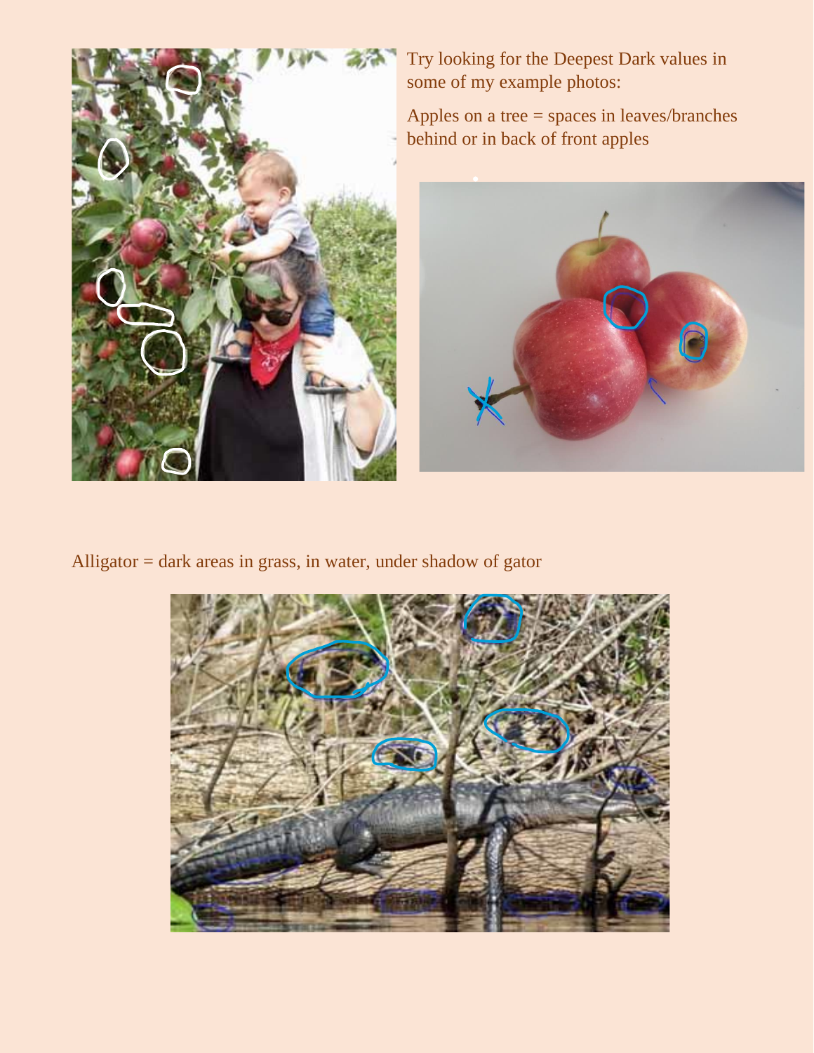Try looking for the Deepest Dark values in some of my example photos:

Apples on a tree = spaces in leaves/branches behind or in back of front apples

Alligator = dark areas in grass, in water, under shadow of gator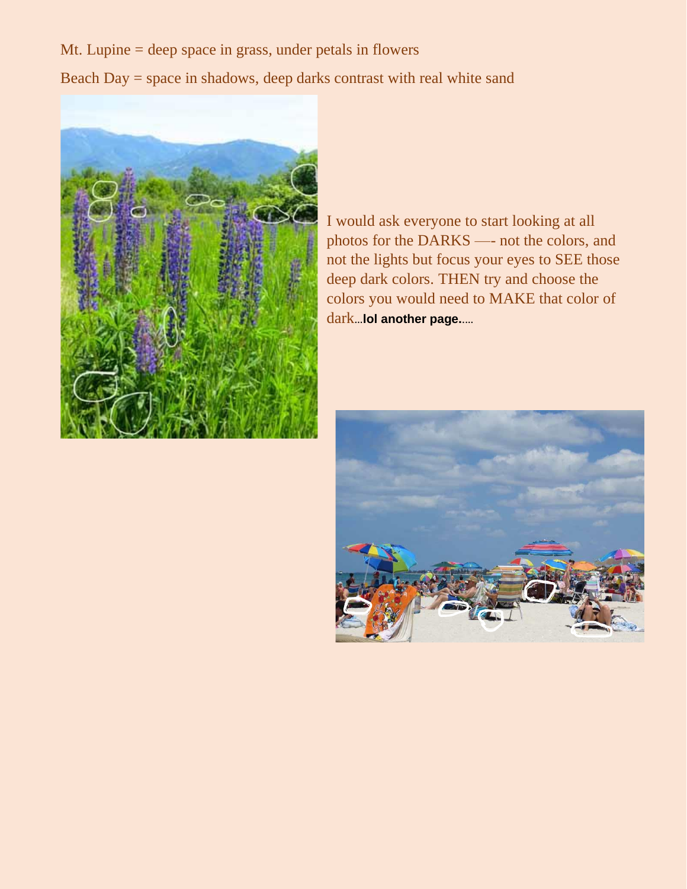Mt. Lupine = deep space in grass, under petals in flowers

Beach Day = space in shadows, deep darks contrast with real white sand

I would ask everyone to start looking at all photos for the DARKS —- not the colors, and not the lights but focus your eyes to SEE those deep dark colors. THEN try and choose the colors you would need to MAKE that color of dark...**lol another page.**....